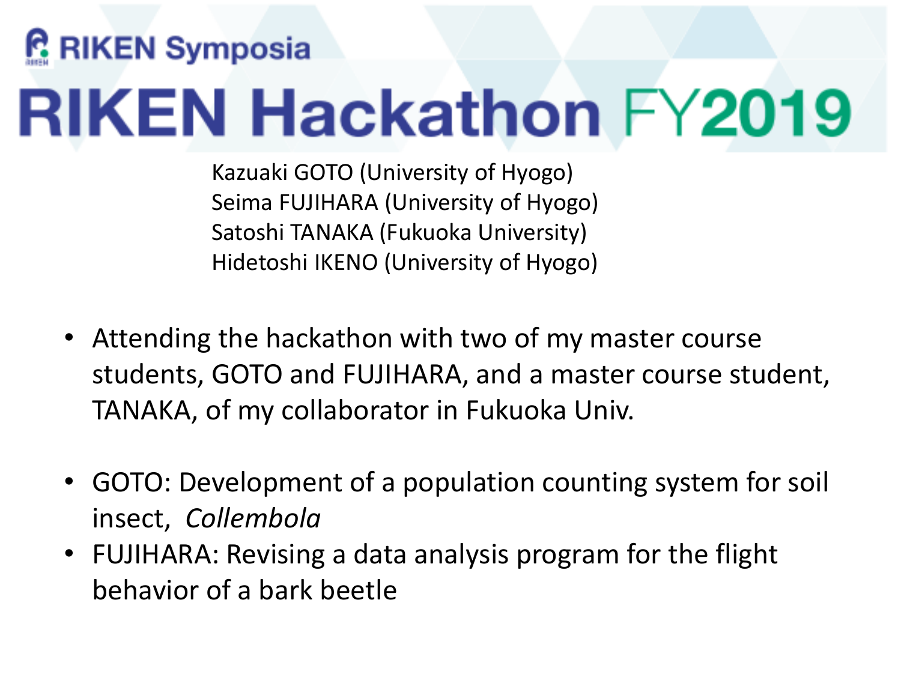RIKEN Symposia

# RIKEN Hackathon FY2019

Kazuaki GOTO (University of Hyogo)
Seima FUJIHARA (University of Hyogo)
Satoshi TANAKA (Fukuoka University)
Hidetoshi IKENO (University of Hyogo)

- Attending the hackathon with two of my master course students, GOTO and FUJIHARA, and a master course student, TANAKA, of my collaborator in Fukuoka Univ.

- GOTO: Development of a population counting system for soil insect, *Collembola*
- FUJIHARA: Revising a data analysis program for the flight behavior of a bark beetle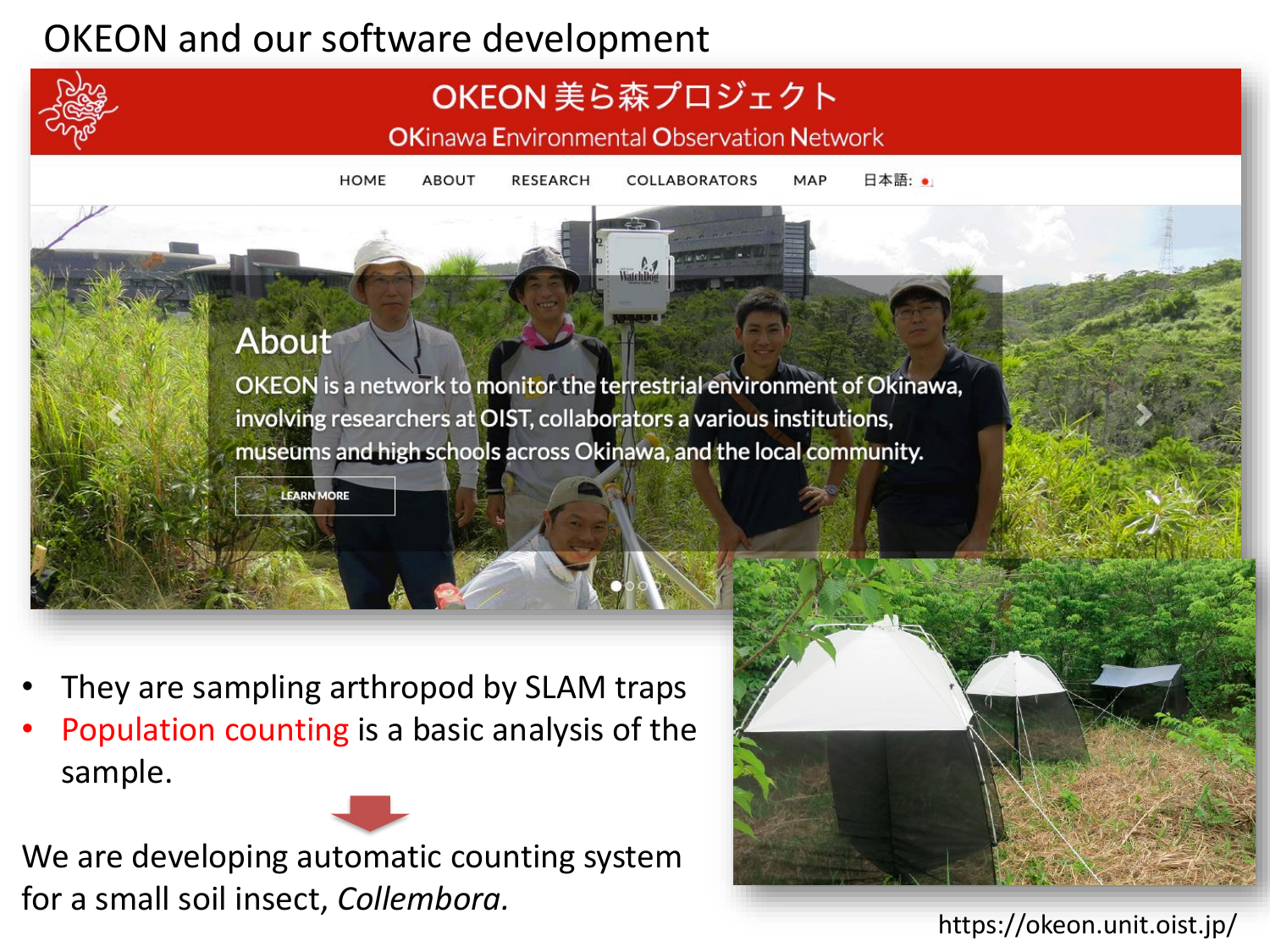# OKEON and our software development

OKEON 美ら森プロジェクト

OKinawa Environmental Observation Network

HOME ABOUT RESEARCH COLLABORATORS MAP 日本語:

## About

OKEON is a network to monitor the terrestrial environment of Okinawa, involving researchers at OIST, collaborators a various institutions, museums and high schools across Okinawa, and the local community.

LEARN MORE

- They are sampling arthropod by SLAM traps
- Population counting is a basic analysis of the sample.

We are developing automatic counting system for a small soil insect, *Collembora.*

https://okeon.unit.oist.jp/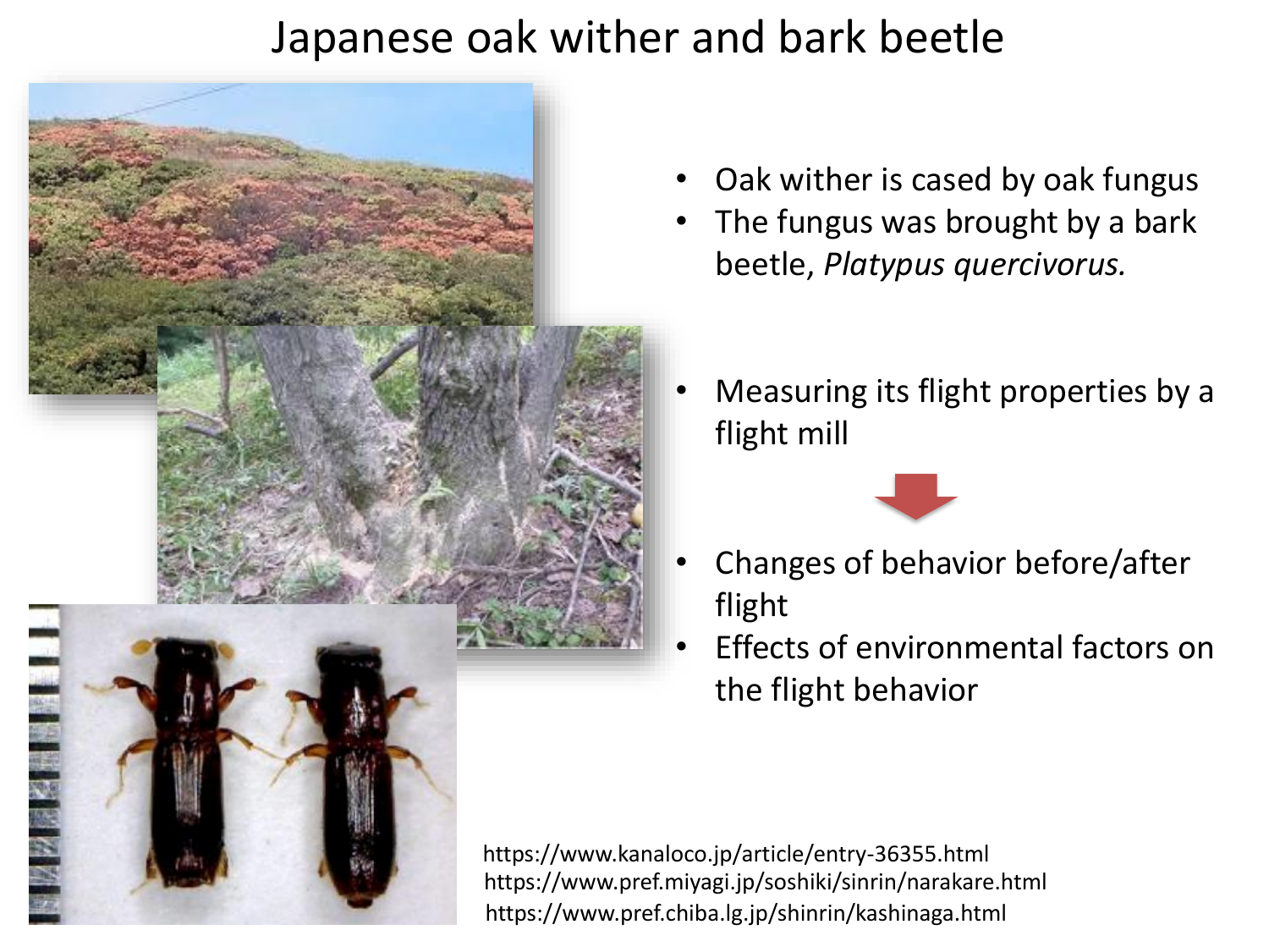# Japanese oak wither and bark beetle

- Oak wither is cased by oak fungus
- The fungus was brought by a bark beetle, *Platypus quercivorus.*

- Measuring its flight properties by a flight mill

- Changes of behavior before/after flight
- Effects of environmental factors on the flight behavior

https://www.kanaloco.jp/article/entry-36355.html
https://www.pref.miyagi.jp/soshiki/sinrin/narakare.html
https://www.pref.chiba.lg.jp/shinrin/kashinaga.html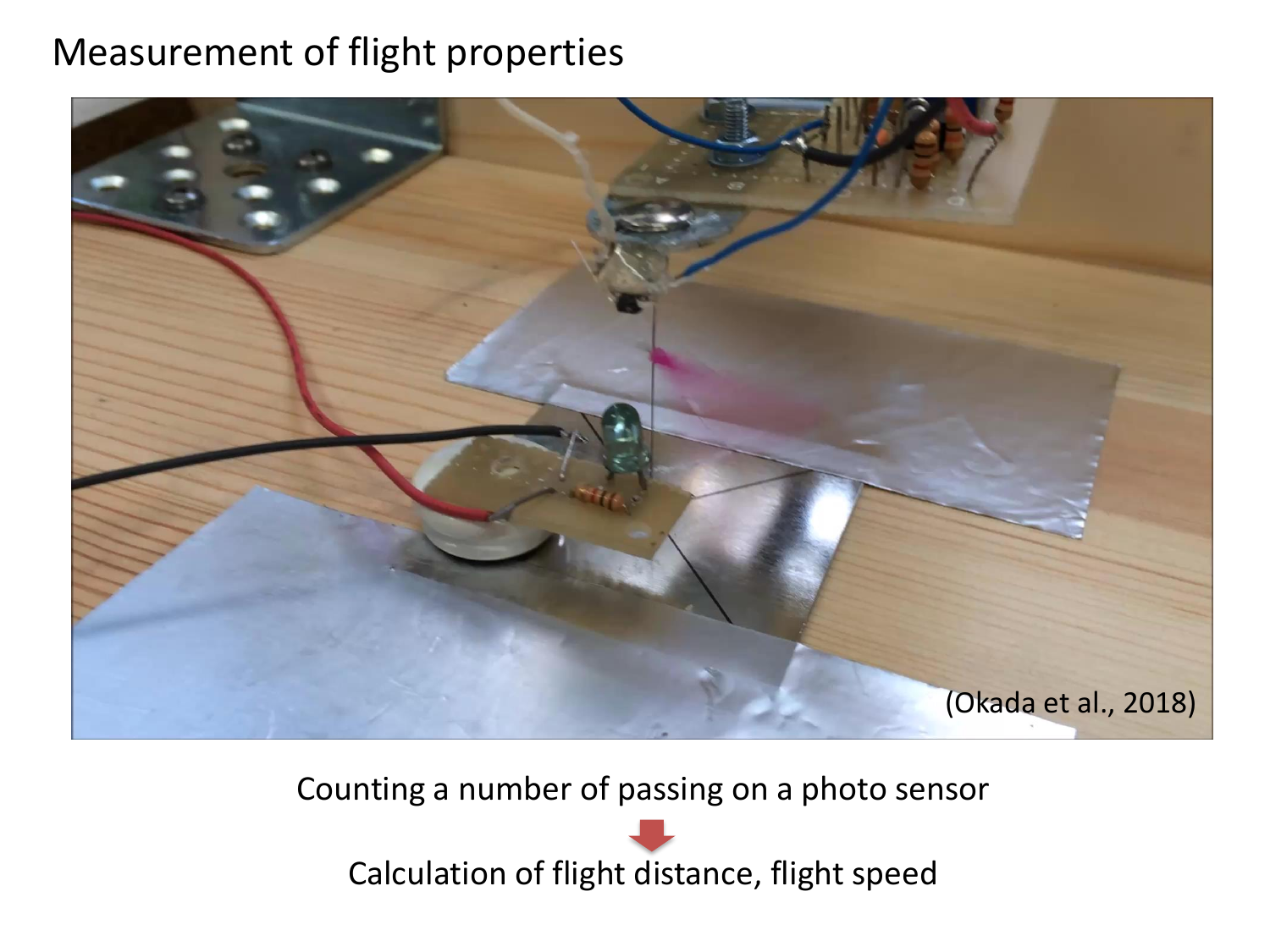# Measurement of flight properties

(Okada et al., 2018)

Counting a number of passing on a photo sensor

↓

Calculation of flight distance, flight speed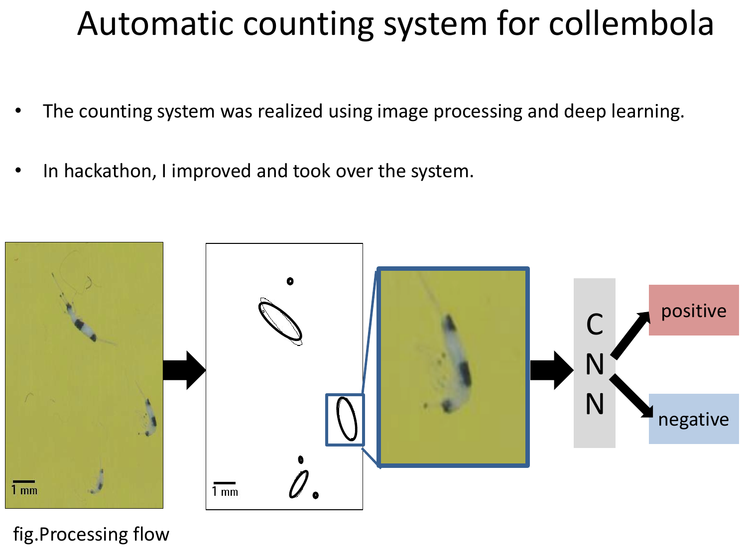# Automatic counting system for collembola

- The counting system was realized using image processing and deep learning.
- In hackathon, I improved and took over the system.

1 mm

1 mm

CNN

positive

negative

fig.Processing flow